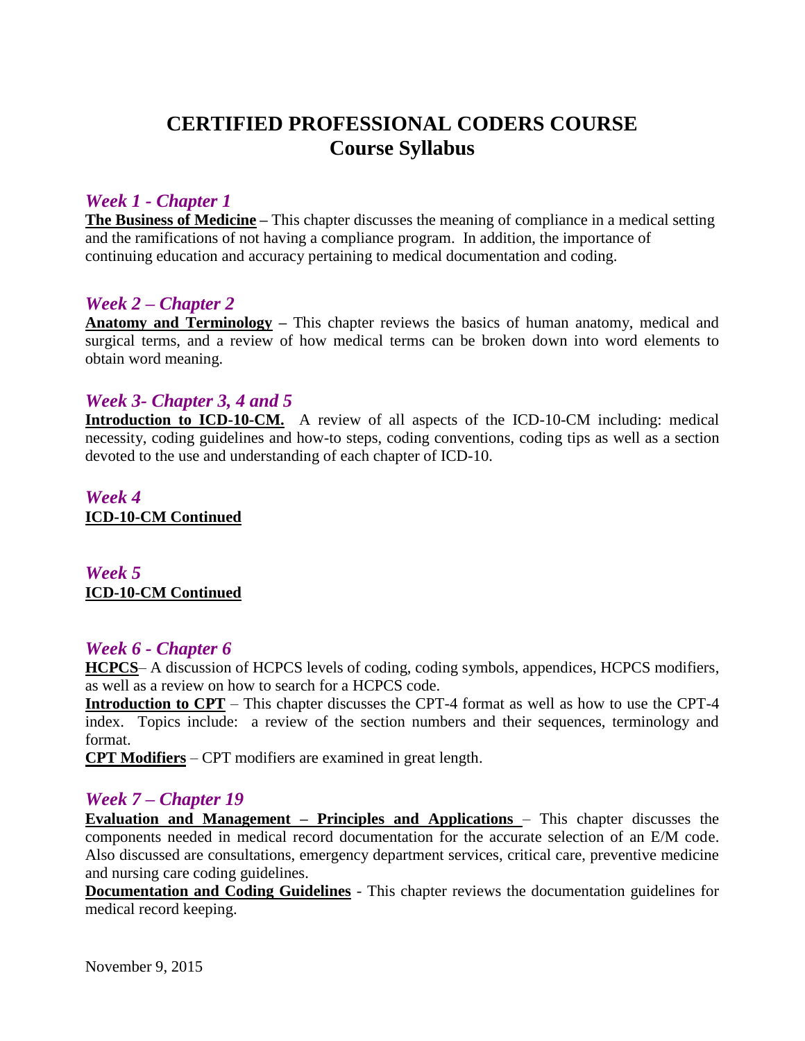# CERTIFIED PROFESSIONAL CODERS COURSE
## Course Syllabus

### *Week 1 - Chapter 1*

**The Business of Medicine –** This chapter discusses the meaning of compliance in a medical setting and the ramifications of not having a compliance program. In addition, the importance of continuing education and accuracy pertaining to medical documentation and coding.

### *Week 2 – Chapter 2*

**Anatomy and Terminology –** This chapter reviews the basics of human anatomy, medical and surgical terms, and a review of how medical terms can be broken down into word elements to obtain word meaning.

### *Week 3- Chapter 3, 4 and 5*

**Introduction to ICD-10-CM.** A review of all aspects of the ICD-10-CM including: medical necessity, coding guidelines and how-to steps, coding conventions, coding tips as well as a section devoted to the use and understanding of each chapter of ICD-10.

### *Week 4*

**ICD-10-CM Continued**

### *Week 5*

**ICD-10-CM Continued**

### *Week 6 - Chapter 6*

**HCPCS**– A discussion of HCPCS levels of coding, coding symbols, appendices, HCPCS modifiers, as well as a review on how to search for a HCPCS code.

**Introduction to CPT** – This chapter discusses the CPT-4 format as well as how to use the CPT-4 index. Topics include: a review of the section numbers and their sequences, terminology and format.

**CPT Modifiers** – CPT modifiers are examined in great length.

### *Week 7 – Chapter 19*

**Evaluation and Management – Principles and Applications** – This chapter discusses the components needed in medical record documentation for the accurate selection of an E/M code. Also discussed are consultations, emergency department services, critical care, preventive medicine and nursing care coding guidelines.

**Documentation and Coding Guidelines** - This chapter reviews the documentation guidelines for medical record keeping.

November 9, 2015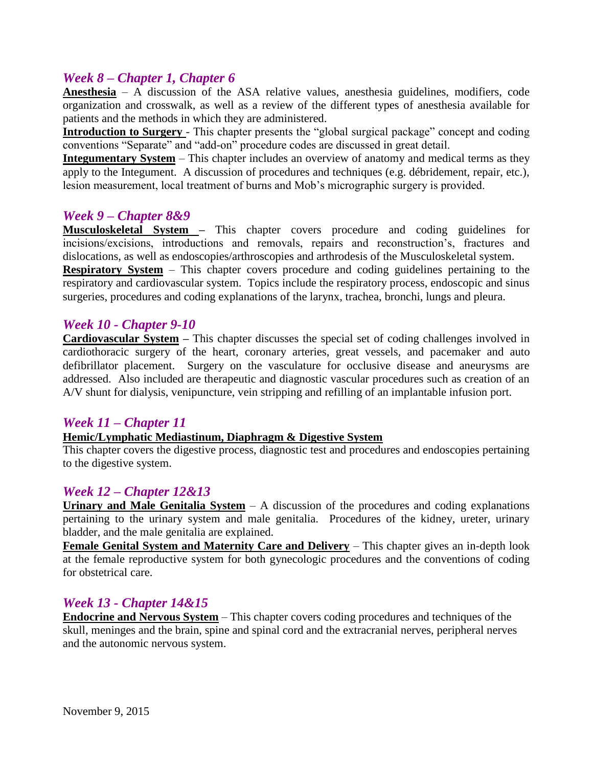## *Week 8 – Chapter 1, Chapter 6*

**Anesthesia** – A discussion of the ASA relative values, anesthesia guidelines, modifiers, code organization and crosswalk, as well as a review of the different types of anesthesia available for patients and the methods in which they are administered.

**Introduction to Surgery** - This chapter presents the "global surgical package" concept and coding conventions "Separate" and "add-on" procedure codes are discussed in great detail.

**Integumentary System** – This chapter includes an overview of anatomy and medical terms as they apply to the Integument. A discussion of procedures and techniques (e.g. débridement, repair, etc.), lesion measurement, local treatment of burns and Mob's micrographic surgery is provided.

## *Week 9 – Chapter 8&9*

**Musculoskeletal System** – This chapter covers procedure and coding guidelines for incisions/excisions, introductions and removals, repairs and reconstruction's, fractures and dislocations, as well as endoscopies/arthroscopies and arthrodesis of the Musculoskeletal system.

**Respiratory System** – This chapter covers procedure and coding guidelines pertaining to the respiratory and cardiovascular system. Topics include the respiratory process, endoscopic and sinus surgeries, procedures and coding explanations of the larynx, trachea, bronchi, lungs and pleura.

## *Week 10 - Chapter 9-10*

**Cardiovascular System** – This chapter discusses the special set of coding challenges involved in cardiothoracic surgery of the heart, coronary arteries, great vessels, and pacemaker and auto defibrillator placement. Surgery on the vasculature for occlusive disease and aneurysms are addressed. Also included are therapeutic and diagnostic vascular procedures such as creation of an A/V shunt for dialysis, venipuncture, vein stripping and refilling of an implantable infusion port.

## *Week 11 – Chapter 11*

**Hemic/Lymphatic Mediastinum, Diaphragm & Digestive System**

This chapter covers the digestive process, diagnostic test and procedures and endoscopies pertaining to the digestive system.

## *Week 12 – Chapter 12&13*

**Urinary and Male Genitalia System** – A discussion of the procedures and coding explanations pertaining to the urinary system and male genitalia. Procedures of the kidney, ureter, urinary bladder, and the male genitalia are explained.

**Female Genital System and Maternity Care and Delivery** – This chapter gives an in-depth look at the female reproductive system for both gynecologic procedures and the conventions of coding for obstetrical care.

## *Week 13 - Chapter 14&15*

**Endocrine and Nervous System** – This chapter covers coding procedures and techniques of the skull, meninges and the brain, spine and spinal cord and the extracranial nerves, peripheral nerves and the autonomic nervous system.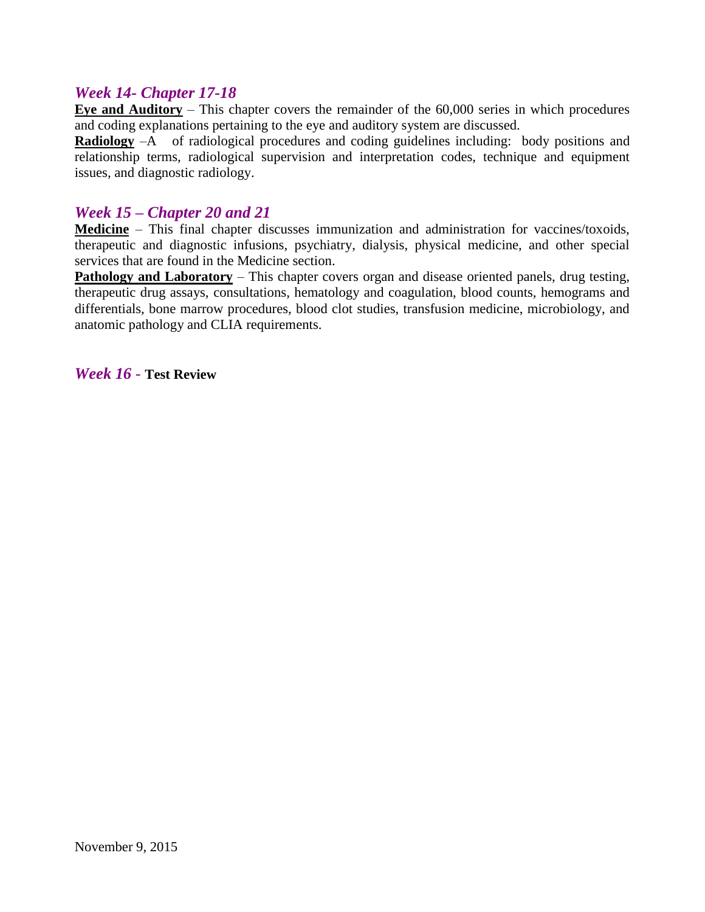## *Week 14- Chapter 17-18*

**Eye and Auditory** – This chapter covers the remainder of the 60,000 series in which procedures and coding explanations pertaining to the eye and auditory system are discussed.

**Radiology** –A of radiological procedures and coding guidelines including: body positions and relationship terms, radiological supervision and interpretation codes, technique and equipment issues, and diagnostic radiology.

## *Week 15 – Chapter 20 and 21*

**Medicine** – This final chapter discusses immunization and administration for vaccines/toxoids, therapeutic and diagnostic infusions, psychiatry, dialysis, physical medicine, and other special services that are found in the Medicine section.

**Pathology and Laboratory** – This chapter covers organ and disease oriented panels, drug testing, therapeutic drug assays, consultations, hematology and coagulation, blood counts, hemograms and differentials, bone marrow procedures, blood clot studies, transfusion medicine, microbiology, and anatomic pathology and CLIA requirements.

## *Week 16* - **Test Review**

November 9, 2015